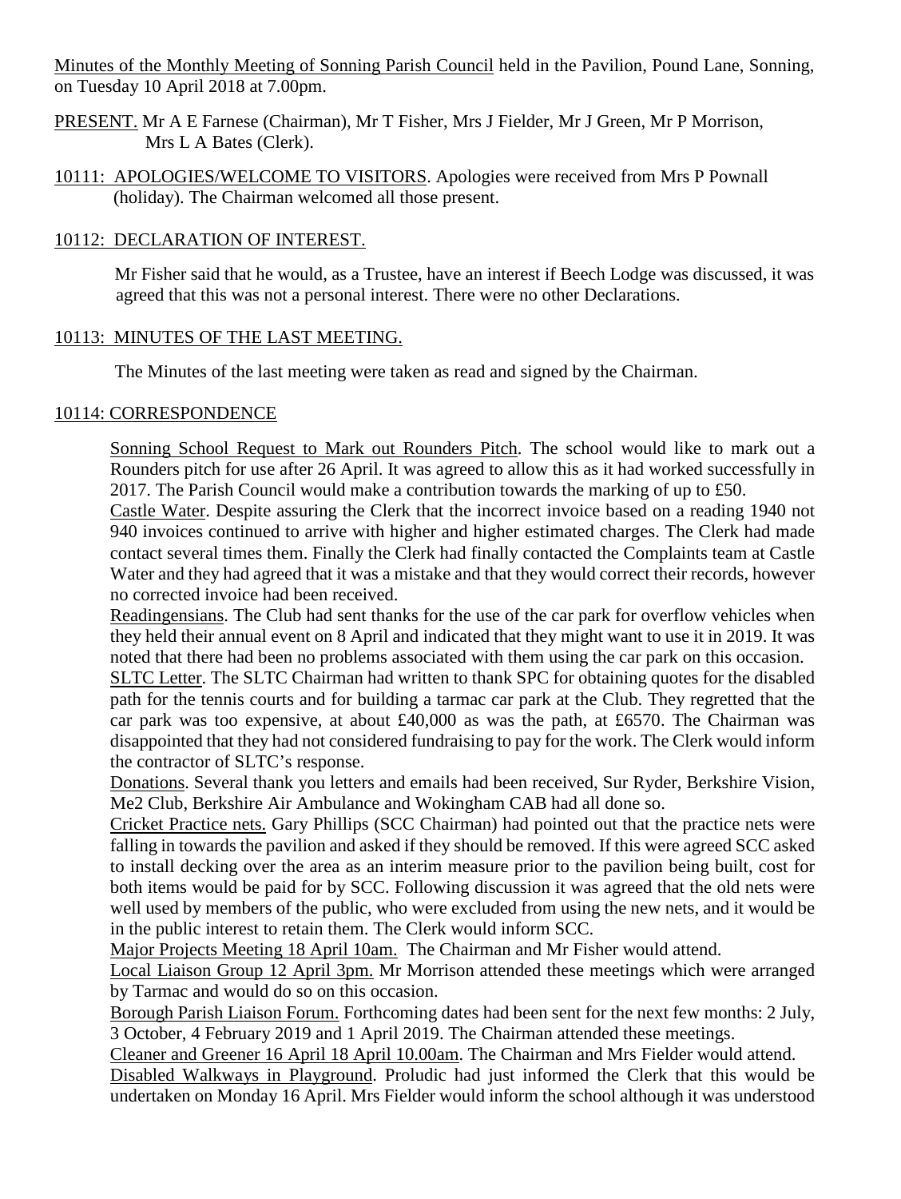Minutes of the Monthly Meeting of Sonning Parish Council held in the Pavilion, Pound Lane, Sonning, on Tuesday 10 April 2018 at 7.00pm.

PRESENT. Mr A E Farnese (Chairman), Mr T Fisher, Mrs J Fielder, Mr J Green, Mr P Morrison, Mrs L A Bates (Clerk).

10111: APOLOGIES/WELCOME TO VISITORS. Apologies were received from Mrs P Pownall (holiday). The Chairman welcomed all those present.

10112: DECLARATION OF INTEREST.

Mr Fisher said that he would, as a Trustee, have an interest if Beech Lodge was discussed, it was agreed that this was not a personal interest. There were no other Declarations.

10113: MINUTES OF THE LAST MEETING.

The Minutes of the last meeting were taken as read and signed by the Chairman.

10114: CORRESPONDENCE

Sonning School Request to Mark out Rounders Pitch. The school would like to mark out a Rounders pitch for use after 26 April. It was agreed to allow this as it had worked successfully in 2017. The Parish Council would make a contribution towards the marking of up to £50.

Castle Water. Despite assuring the Clerk that the incorrect invoice based on a reading 1940 not 940 invoices continued to arrive with higher and higher estimated charges. The Clerk had made contact several times them. Finally the Clerk had finally contacted the Complaints team at Castle Water and they had agreed that it was a mistake and that they would correct their records, however no corrected invoice had been received.

Readingensians. The Club had sent thanks for the use of the car park for overflow vehicles when they held their annual event on 8 April and indicated that they might want to use it in 2019. It was noted that there had been no problems associated with them using the car park on this occasion.

SLTC Letter. The SLTC Chairman had written to thank SPC for obtaining quotes for the disabled path for the tennis courts and for building a tarmac car park at the Club. They regretted that the car park was too expensive, at about £40,000 as was the path, at £6570. The Chairman was disappointed that they had not considered fundraising to pay for the work. The Clerk would inform the contractor of SLTC's response.

Donations. Several thank you letters and emails had been received, Sur Ryder, Berkshire Vision, Me2 Club, Berkshire Air Ambulance and Wokingham CAB had all done so.

Cricket Practice nets. Gary Phillips (SCC Chairman) had pointed out that the practice nets were falling in towards the pavilion and asked if they should be removed. If this were agreed SCC asked to install decking over the area as an interim measure prior to the pavilion being built, cost for both items would be paid for by SCC. Following discussion it was agreed that the old nets were well used by members of the public, who were excluded from using the new nets, and it would be in the public interest to retain them. The Clerk would inform SCC.

Major Projects Meeting 18 April 10am. The Chairman and Mr Fisher would attend.

Local Liaison Group 12 April 3pm. Mr Morrison attended these meetings which were arranged by Tarmac and would do so on this occasion.

Borough Parish Liaison Forum. Forthcoming dates had been sent for the next few months: 2 July, 3 October, 4 February 2019 and 1 April 2019. The Chairman attended these meetings.

Cleaner and Greener 16 April 18 April 10.00am. The Chairman and Mrs Fielder would attend.

Disabled Walkways in Playground. Proludic had just informed the Clerk that this would be undertaken on Monday 16 April. Mrs Fielder would inform the school although it was understood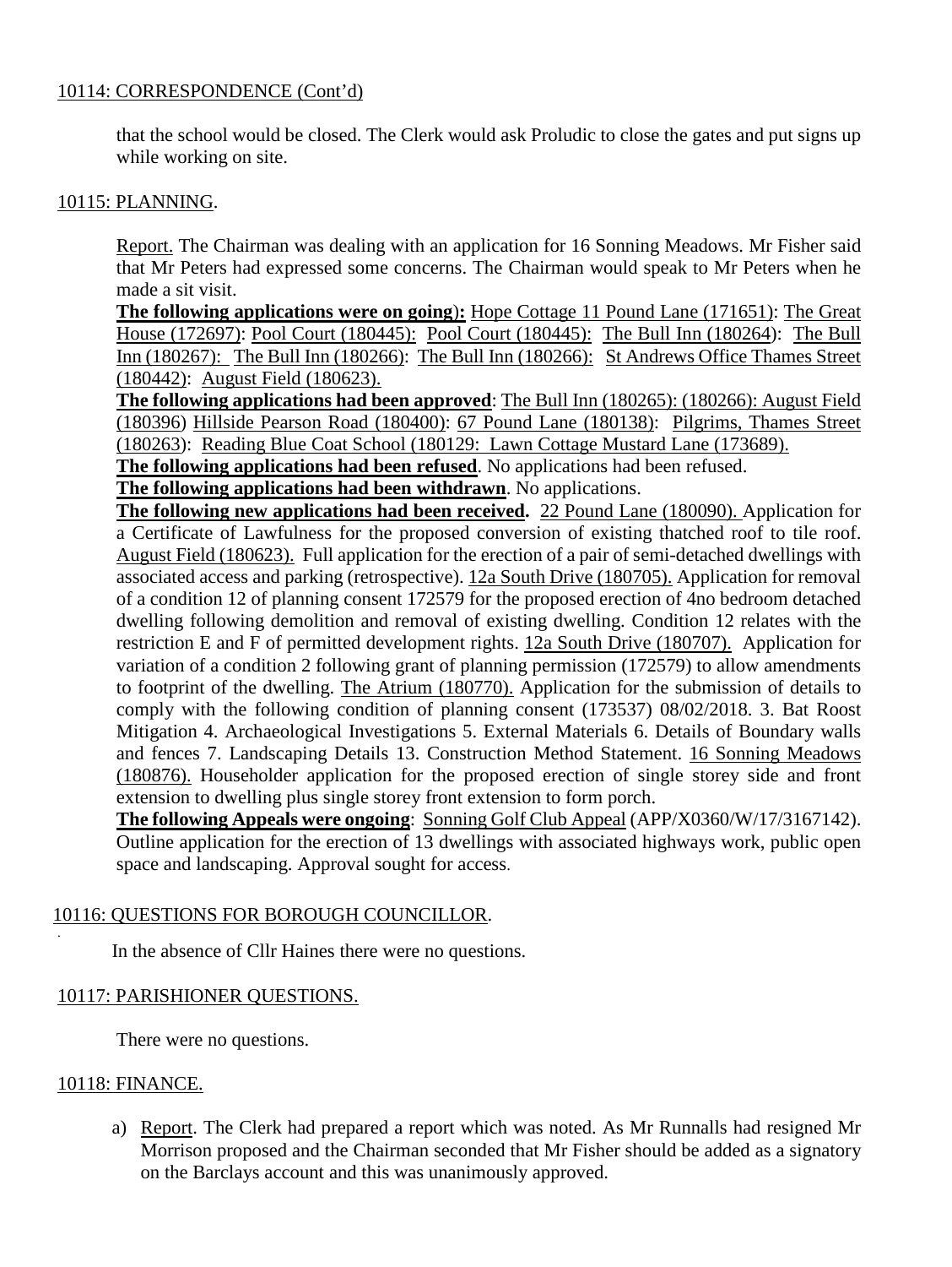10114: CORRESPONDENCE (Cont'd)

that the school would be closed. The Clerk would ask Proludic to close the gates and put signs up while working on site.

10115: PLANNING.

Report. The Chairman was dealing with an application for 16 Sonning Meadows. Mr Fisher said that Mr Peters had expressed some concerns. The Chairman would speak to Mr Peters when he made a sit visit.

**The following applications were on going):** Hope Cottage 11 Pound Lane (171651): The Great House (172697): Pool Court (180445): Pool Court (180445): The Bull Inn (180264): The Bull Inn (180267): The Bull Inn (180266): The Bull Inn (180266): St Andrews Office Thames Street (180442): August Field (180623).

**The following applications had been approved**: The Bull Inn (180265): (180266): August Field (180396) Hillside Pearson Road (180400): 67 Pound Lane (180138): Pilgrims, Thames Street (180263): Reading Blue Coat School (180129: Lawn Cottage Mustard Lane (173689).

**The following applications had been refused**. No applications had been refused.

**The following applications had been withdrawn**. No applications.

**The following new applications had been received.** 22 Pound Lane (180090). Application for a Certificate of Lawfulness for the proposed conversion of existing thatched roof to tile roof. August Field (180623). Full application for the erection of a pair of semi-detached dwellings with associated access and parking (retrospective). 12a South Drive (180705). Application for removal of a condition 12 of planning consent 172579 for the proposed erection of 4no bedroom detached dwelling following demolition and removal of existing dwelling. Condition 12 relates with the restriction E and F of permitted development rights. 12a South Drive (180707). Application for variation of a condition 2 following grant of planning permission (172579) to allow amendments to footprint of the dwelling. The Atrium (180770). Application for the submission of details to comply with the following condition of planning consent (173537) 08/02/2018. 3. Bat Roost Mitigation 4. Archaeological Investigations 5. External Materials 6. Details of Boundary walls and fences 7. Landscaping Details 13. Construction Method Statement. 16 Sonning Meadows (180876). Householder application for the proposed erection of single storey side and front extension to dwelling plus single storey front extension to form porch.

**The following Appeals were ongoing**: Sonning Golf Club Appeal (APP/X0360/W/17/3167142). Outline application for the erection of 13 dwellings with associated highways work, public open space and landscaping. Approval sought for access.

10116: QUESTIONS FOR BOROUGH COUNCILLOR.

In the absence of Cllr Haines there were no questions.

10117: PARISHIONER QUESTIONS.

There were no questions.

10118: FINANCE.

a) Report. The Clerk had prepared a report which was noted. As Mr Runnalls had resigned Mr Morrison proposed and the Chairman seconded that Mr Fisher should be added as a signatory on the Barclays account and this was unanimously approved.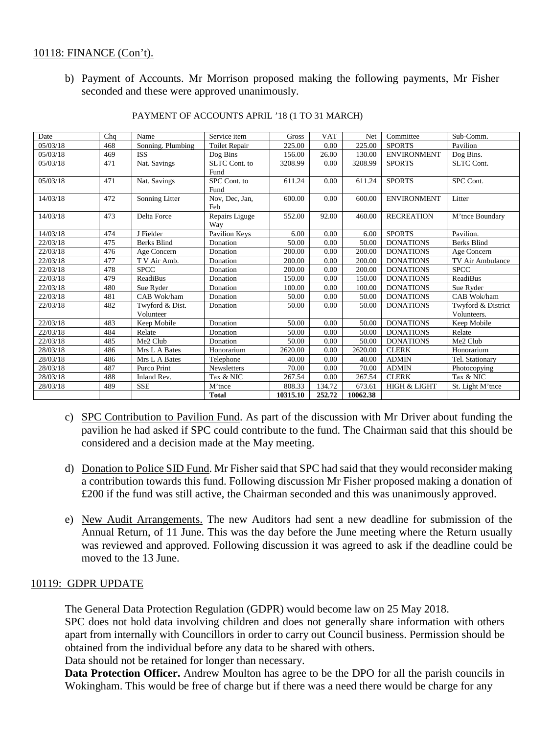## 10118: FINANCE (Con't).

b) Payment of Accounts. Mr Morrison proposed making the following payments, Mr Fisher seconded and these were approved unanimously.

PAYMENT OF ACCOUNTS APRIL '18 (1 TO 31 MARCH)

| Date | Chq | Name | Service item | Gross | VAT | Net | Committee | Sub-Comm. |
|---|---|---|---|---|---|---|---|---|
| 05/03/18 | 468 | Sonning. Plumbing | Toilet Repair | 225.00 | 0.00 | 225.00 | SPORTS | Pavilion |
| 05/03/18 | 469 | ISS | Dog Bins | 156.00 | 26.00 | 130.00 | ENVIRONMENT | Dog Bins. |
| 05/03/18 | 471 | Nat. Savings | SLTC Cont. to Fund | 3208.99 | 0.00 | 3208.99 | SPORTS | SLTC Cont. |
| 05/03/18 | 471 | Nat. Savings | SPC Cont. to Fund | 611.24 | 0.00 | 611.24 | SPORTS | SPC Cont. |
| 14/03/18 | 472 | Sonning Litter | Nov, Dec, Jan, Feb | 600.00 | 0.00 | 600.00 | ENVIRONMENT | Litter |
| 14/03/18 | 473 | Delta Force | Repairs Liguge Way | 552.00 | 92.00 | 460.00 | RECREATION | M'tnce Boundary |
| 14/03/18 | 474 | J Fielder | Pavilion Keys | 6.00 | 0.00 | 6.00 | SPORTS | Pavilion. |
| 22/03/18 | 475 | Berks Blind | Donation | 50.00 | 0.00 | 50.00 | DONATIONS | Berks Blind |
| 22/03/18 | 476 | Age Concern | Donation | 200.00 | 0.00 | 200.00 | DONATIONS | Age Concern |
| 22/03/18 | 477 | T V Air Amb. | Donation | 200.00 | 0.00 | 200.00 | DONATIONS | TV Air Ambulance |
| 22/03/18 | 478 | SPCC | Donation | 200.00 | 0.00 | 200.00 | DONATIONS | SPCC |
| 22/03/18 | 479 | ReadiBus | Donation | 150.00 | 0.00 | 150.00 | DONATIONS | ReadiBus |
| 22/03/18 | 480 | Sue Ryder | Donation | 100.00 | 0.00 | 100.00 | DONATIONS | Sue Ryder |
| 22/03/18 | 481 | CAB Wok/ham | Donation | 50.00 | 0.00 | 50.00 | DONATIONS | CAB Wok/ham |
| 22/03/18 | 482 | Twyford & Dist. Volunteer | Donation | 50.00 | 0.00 | 50.00 | DONATIONS | Twyford & District Volunteers. |
| 22/03/18 | 483 | Keep Mobile | Donation | 50.00 | 0.00 | 50.00 | DONATIONS | Keep Mobile |
| 22/03/18 | 484 | Relate | Donation | 50.00 | 0.00 | 50.00 | DONATIONS | Relate |
| 22/03/18 | 485 | Me2 Club | Donation | 50.00 | 0.00 | 50.00 | DONATIONS | Me2 Club |
| 28/03/18 | 486 | Mrs L A Bates | Honorarium | 2620.00 | 0.00 | 2620.00 | CLERK | Honorarium |
| 28/03/18 | 486 | Mrs L A Bates | Telephone | 40.00 | 0.00 | 40.00 | ADMIN | Tel. Stationary |
| 28/03/18 | 487 | Purco Print | Newsletters | 70.00 | 0.00 | 70.00 | ADMIN | Photocopying |
| 28/03/18 | 488 | Inland Rev. | Tax & NIC | 267.54 | 0.00 | 267.54 | CLERK | Tax & NIC |
| 28/03/18 | 489 | SSE | M'tnce | 808.33 | 134.72 | 673.61 | HIGH & LIGHT | St. Light M'tnce |
| | | | **Total** | **10315.10** | **252.72** | **10062.38** | | |

c) SPC Contribution to Pavilion Fund. As part of the discussion with Mr Driver about funding the pavilion he had asked if SPC could contribute to the fund. The Chairman said that this should be considered and a decision made at the May meeting.

d) Donation to Police SID Fund. Mr Fisher said that SPC had said that they would reconsider making a contribution towards this fund. Following discussion Mr Fisher proposed making a donation of £200 if the fund was still active, the Chairman seconded and this was unanimously approved.

e) New Audit Arrangements. The new Auditors had sent a new deadline for submission of the Annual Return, of 11 June. This was the day before the June meeting where the Return usually was reviewed and approved. Following discussion it was agreed to ask if the deadline could be moved to the 13 June.

## 10119: GDPR UPDATE

The General Data Protection Regulation (GDPR) would become law on 25 May 2018.
SPC does not hold data involving children and does not generally share information with others apart from internally with Councillors in order to carry out Council business. Permission should be obtained from the individual before any data to be shared with others.
Data should not be retained for longer than necessary.
**Data Protection Officer.** Andrew Moulton has agree to be the DPO for all the parish councils in Wokingham. This would be free of charge but if there was a need there would be charge for any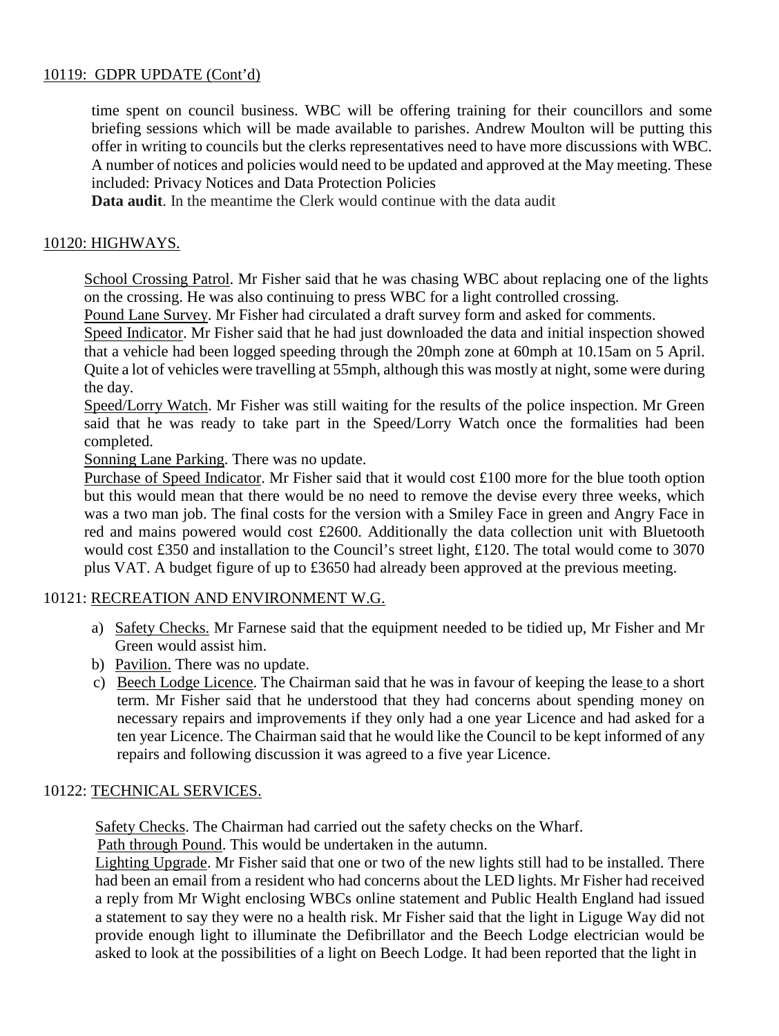## 10119: GDPR UPDATE (Cont'd)

time spent on council business. WBC will be offering training for their councillors and some briefing sessions which will be made available to parishes. Andrew Moulton will be putting this offer in writing to councils but the clerks representatives need to have more discussions with WBC. A number of notices and policies would need to be updated and approved at the May meeting. These included: Privacy Notices and Data Protection Policies

**Data audit**. In the meantime the Clerk would continue with the data audit

## 10120: HIGHWAYS.

School Crossing Patrol. Mr Fisher said that he was chasing WBC about replacing one of the lights on the crossing. He was also continuing to press WBC for a light controlled crossing.

Pound Lane Survey. Mr Fisher had circulated a draft survey form and asked for comments.

Speed Indicator. Mr Fisher said that he had just downloaded the data and initial inspection showed that a vehicle had been logged speeding through the 20mph zone at 60mph at 10.15am on 5 April. Quite a lot of vehicles were travelling at 55mph, although this was mostly at night, some were during the day.

Speed/Lorry Watch. Mr Fisher was still waiting for the results of the police inspection. Mr Green said that he was ready to take part in the Speed/Lorry Watch once the formalities had been completed.

Sonning Lane Parking. There was no update.

Purchase of Speed Indicator. Mr Fisher said that it would cost £100 more for the blue tooth option but this would mean that there would be no need to remove the devise every three weeks, which was a two man job. The final costs for the version with a Smiley Face in green and Angry Face in red and mains powered would cost £2600. Additionally the data collection unit with Bluetooth would cost £350 and installation to the Council's street light, £120. The total would come to 3070 plus VAT. A budget figure of up to £3650 had already been approved at the previous meeting.

## 10121: RECREATION AND ENVIRONMENT W.G.

a) Safety Checks. Mr Farnese said that the equipment needed to be tidied up, Mr Fisher and Mr Green would assist him.

b) Pavilion. There was no update.

c) Beech Lodge Licence. The Chairman said that he was in favour of keeping the lease to a short term. Mr Fisher said that he understood that they had concerns about spending money on necessary repairs and improvements if they only had a one year Licence and had asked for a ten year Licence. The Chairman said that he would like the Council to be kept informed of any repairs and following discussion it was agreed to a five year Licence.

## 10122: TECHNICAL SERVICES.

Safety Checks. The Chairman had carried out the safety checks on the Wharf.

Path through Pound. This would be undertaken in the autumn.

Lighting Upgrade. Mr Fisher said that one or two of the new lights still had to be installed. There had been an email from a resident who had concerns about the LED lights. Mr Fisher had received a reply from Mr Wight enclosing WBCs online statement and Public Health England had issued a statement to say they were no a health risk. Mr Fisher said that the light in Liguge Way did not provide enough light to illuminate the Defibrillator and the Beech Lodge electrician would be asked to look at the possibilities of a light on Beech Lodge. It had been reported that the light in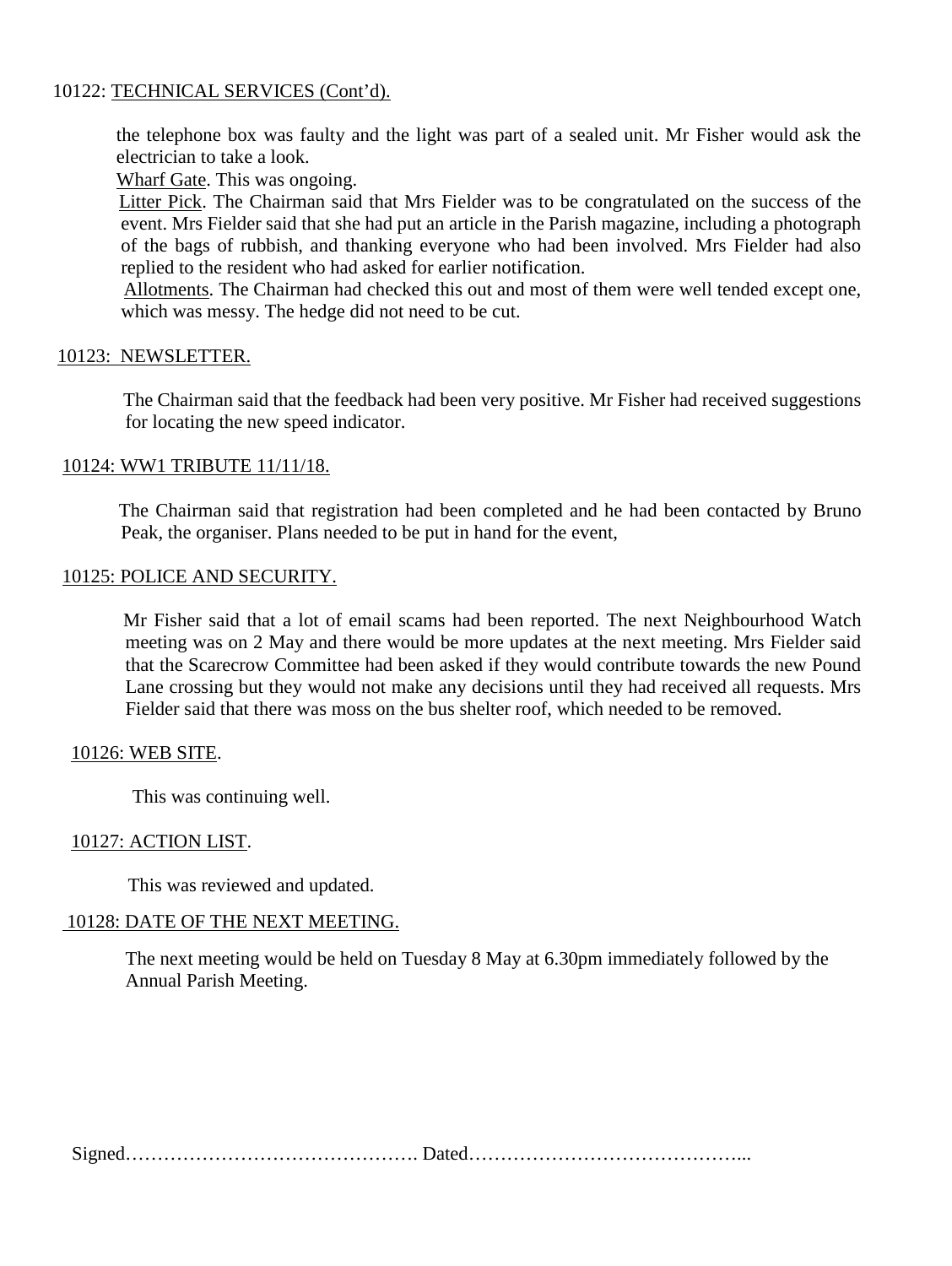10122: <u>TECHNICAL SERVICES (Cont'd).</u>

the telephone box was faulty and the light was part of a sealed unit. Mr Fisher would ask the electrician to take a look.

<u>Wharf Gate</u>. This was ongoing.

<u>Litter Pick</u>. The Chairman said that Mrs Fielder was to be congratulated on the success of the event. Mrs Fielder said that she had put an article in the Parish magazine, including a photograph of the bags of rubbish, and thanking everyone who had been involved. Mrs Fielder had also replied to the resident who had asked for earlier notification.

<u>Allotments</u>. The Chairman had checked this out and most of them were well tended except one, which was messy. The hedge did not need to be cut.

10123: <u>NEWSLETTER.</u>

The Chairman said that the feedback had been very positive. Mr Fisher had received suggestions for locating the new speed indicator.

10124: <u>WW1 TRIBUTE 11/11/18.</u>

The Chairman said that registration had been completed and he had been contacted by Bruno Peak, the organiser. Plans needed to be put in hand for the event,

10125: <u>POLICE AND SECURITY.</u>

Mr Fisher said that a lot of email scams had been reported. The next Neighbourhood Watch meeting was on 2 May and there would be more updates at the next meeting. Mrs Fielder said that the Scarecrow Committee had been asked if they would contribute towards the new Pound Lane crossing but they would not make any decisions until they had received all requests. Mrs Fielder said that there was moss on the bus shelter roof, which needed to be removed.

10126: <u>WEB SITE</u>.

This was continuing well.

10127: <u>ACTION LIST</u>.

This was reviewed and updated.

10128: <u>DATE OF THE NEXT MEETING.</u>

The next meeting would be held on Tuesday 8 May at 6.30pm immediately followed by the Annual Parish Meeting.

Signed………………………………………. Dated……………………………………...